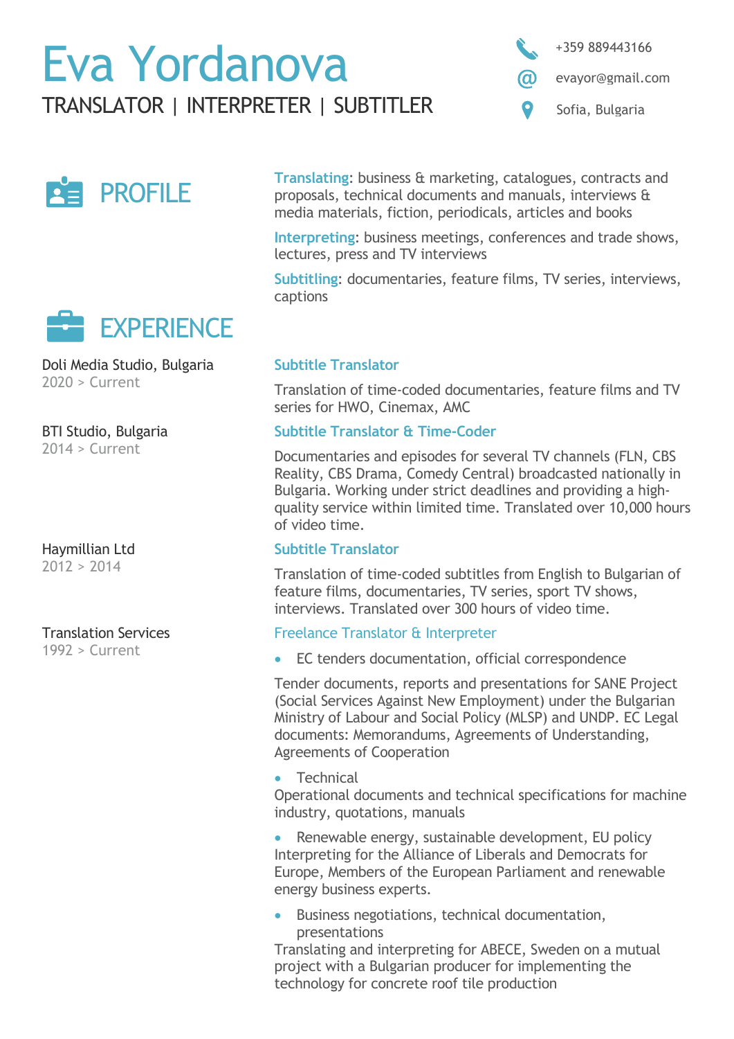# Eva Yordanova

## TRANSLATOR | INTERPRETER | SUBTITLER

+359 889443166

evayor@gmail.com

Sofia, Bulgaria

## PROFILE

**Translating**: business & marketing, catalogues, contracts and proposals, technical documents and manuals, interviews & media materials, fiction, periodicals, articles and books

**Interpreting**: business meetings, conferences and trade shows, lectures, press and TV interviews

**Subtitling**: documentaries, feature films, TV series, interviews, captions

## EXPERIENCE

Doli Media Studio, Bulgaria
2020 > Current

### Subtitle Translator

Translation of time-coded documentaries, feature films and TV series for HWO, Cinemax, AMC

BTI Studio, Bulgaria
2014 > Current

### Subtitle Translator & Time-Coder

Documentaries and episodes for several TV channels (FLN, CBS Reality, CBS Drama, Comedy Central) broadcasted nationally in Bulgaria. Working under strict deadlines and providing a high-quality service within limited time. Translated over 10,000 hours of video time.

Haymillian Ltd
2012 > 2014

### Subtitle Translator

Translation of time-coded subtitles from English to Bulgarian of feature films, documentaries, TV series, sport TV shows, interviews. Translated over 300 hours of video time.

Translation Services
1992 > Current

### Freelance Translator & Interpreter

- EC tenders documentation, official correspondence

Tender documents, reports and presentations for SANE Project (Social Services Against New Employment) under the Bulgarian Ministry of Labour and Social Policy (MLSP) and UNDP. EC Legal documents: Memorandums, Agreements of Understanding, Agreements of Cooperation

- Technical

Operational documents and technical specifications for machine industry, quotations, manuals

- Renewable energy, sustainable development, EU policy

Interpreting for the Alliance of Liberals and Democrats for Europe, Members of the European Parliament and renewable energy business experts.

- Business negotiations, technical documentation, presentations

Translating and interpreting for ABECE, Sweden on a mutual project with a Bulgarian producer for implementing the technology for concrete roof tile production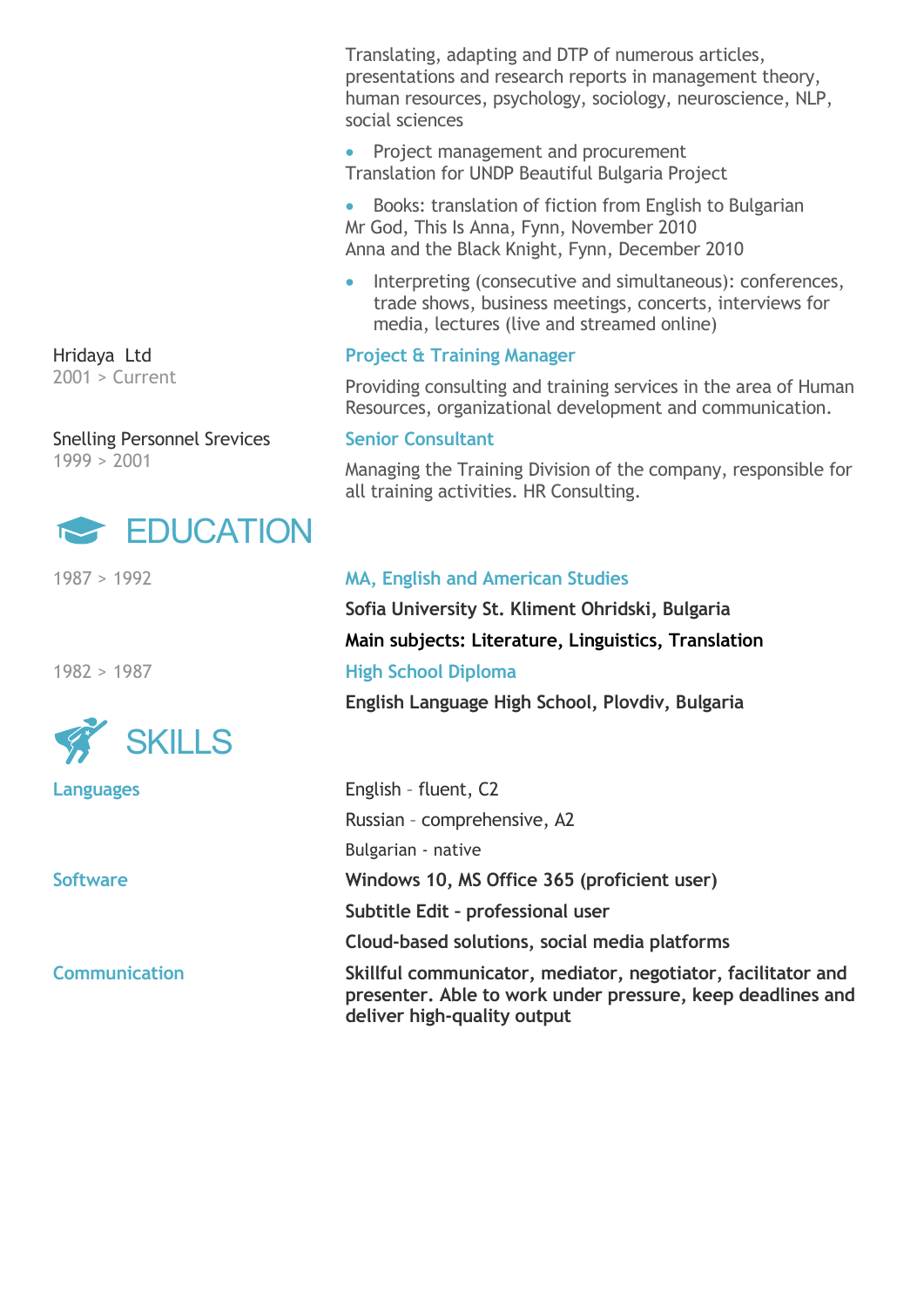Translating, adapting and DTP of numerous articles, presentations and research reports in management theory, human resources, psychology, sociology, neuroscience, NLP, social sciences

- Project management and procurement

Translation for UNDP Beautiful Bulgaria Project

- Books: translation of fiction from English to Bulgarian

Mr God, This Is Anna, Fynn, November 2010
Anna and the Black Knight, Fynn, December 2010

- Interpreting (consecutive and simultaneous): conferences, trade shows, business meetings, concerts, interviews for media, lectures (live and streamed online)

Hridaya Ltd
2001 > Current

### Project & Training Manager

Providing consulting and training services in the area of Human Resources, organizational development and communication.

Snelling Personnel Srevices
1999 > 2001

### Senior Consultant

Managing the Training Division of the company, responsible for all training activities. HR Consulting.

## EDUCATION

1987 > 1992

### MA, English and American Studies

**Sofia University St. Kliment Ohridski, Bulgaria**

**Main subjects: Literature, Linguistics, Translation**

1982 > 1987

### High School Diploma

**English Language High School, Plovdiv, Bulgaria**

## SKILLS

### Languages

English – fluent, C2

Russian – comprehensive, A2

Bulgarian - native

### Software

**Windows 10, MS Office 365 (proficient user)**

**Subtitle Edit - professional user**

**Cloud-based solutions, social media platforms**

### Communication

**Skillful communicator, mediator, negotiator, facilitator and presenter. Able to work under pressure, keep deadlines and deliver high-quality output**